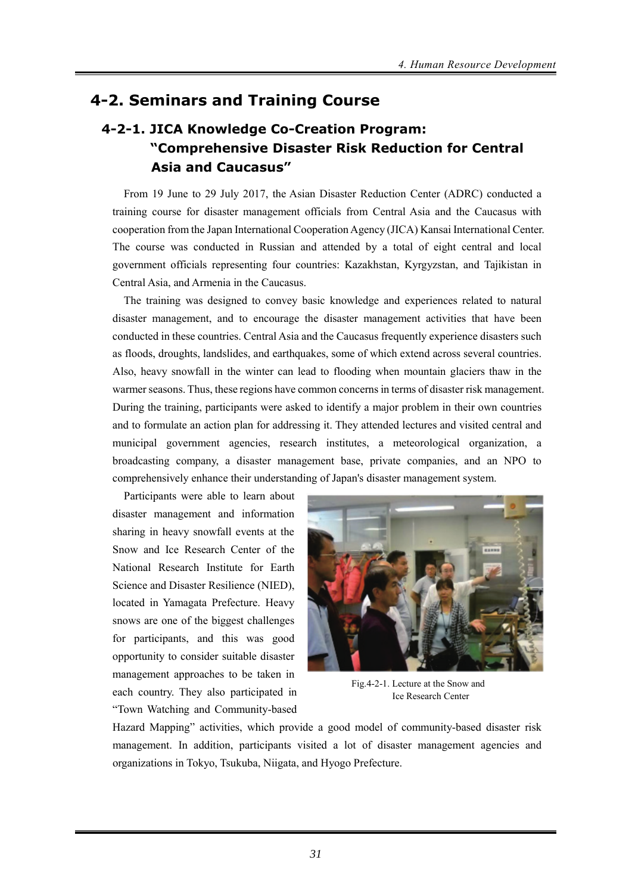## 4-2. Seminars and Training Course

### 4-2-1. JICA Knowledge Co-Creation Program: "Comprehensive Disaster Risk Reduction for Central Asia and Caucasus"

From 19 June to 29 July 2017, the Asian Disaster Reduction Center (ADRC) conducted a training course for disaster management officials from Central Asia and the Caucasus with cooperation from the Japan International Cooperation Agency (JICA) Kansai International Center. The course was conducted in Russian and attended by a total of eight central and local government officials representing four countries: Kazakhstan, Kyrgyzstan, and Tajikistan in Central Asia, and Armenia in the Caucasus.

The training was designed to convey basic knowledge and experiences related to natural disaster management, and to encourage the disaster management activities that have been conducted in these countries. Central Asia and the Caucasus frequently experience disasters such as floods, droughts, landslides, and earthquakes, some of which extend across several countries. Also, heavy snowfall in the winter can lead to flooding when mountain glaciers thaw in the warmer seasons. Thus, these regions have common concerns in terms of disaster risk management. During the training, participants were asked to identify a major problem in their own countries and to formulate an action plan for addressing it. They attended lectures and visited central and municipal government agencies, research institutes, a meteorological organization, a broadcasting company, a disaster management base, private companies, and an NPO to comprehensively enhance their understanding of Japan's disaster management system.

Participants were able to learn about disaster management and information sharing in heavy snowfall events at the Snow and Ice Research Center of the National Research Institute for Earth Science and Disaster Resilience (NIED), located in Yamagata Prefecture. Heavy snows are one of the biggest challenges for participants, and this was good opportunity to consider suitable disaster management approaches to be taken in each country. They also participated in "Town Watching and Community-based Hazard Mapping" activities, which provide a good model of community-based disaster risk management. In addition, participants visited a lot of disaster management agencies and organizations in Tokyo, Tsukuba, Niigata, and Hyogo Prefecture.

Fig.4-2-1. Lecture at the Snow and Ice Research Center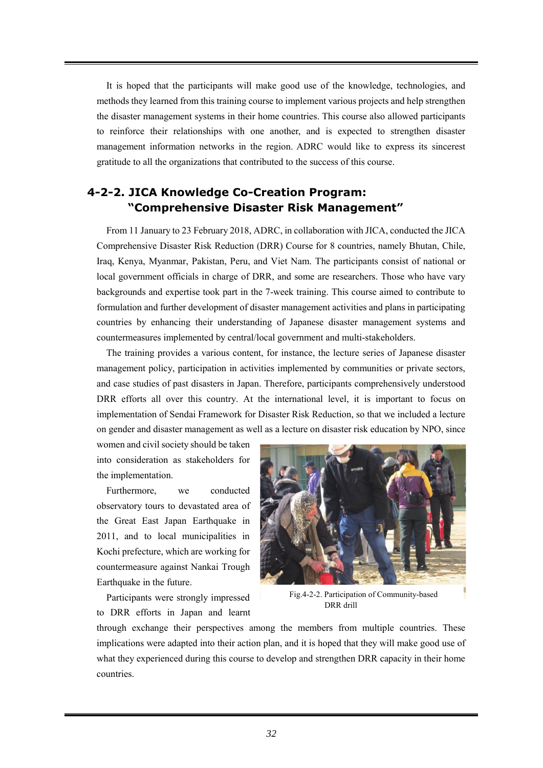It is hoped that the participants will make good use of the knowledge, technologies, and methods they learned from this training course to implement various projects and help strengthen the disaster management systems in their home countries. This course also allowed participants to reinforce their relationships with one another, and is expected to strengthen disaster management information networks in the region. ADRC would like to express its sincerest gratitude to all the organizations that contributed to the success of this course.

### 4-2-2. JICA Knowledge Co-Creation Program: "Comprehensive Disaster Risk Management"

From 11 January to 23 February 2018, ADRC, in collaboration with JICA, conducted the JICA Comprehensive Disaster Risk Reduction (DRR) Course for 8 countries, namely Bhutan, Chile, Iraq, Kenya, Myanmar, Pakistan, Peru, and Viet Nam. The participants consist of national or local government officials in charge of DRR, and some are researchers. Those who have vary backgrounds and expertise took part in the 7-week training. This course aimed to contribute to formulation and further development of disaster management activities and plans in participating countries by enhancing their understanding of Japanese disaster management systems and countermeasures implemented by central/local government and multi-stakeholders.

The training provides a various content, for instance, the lecture series of Japanese disaster management policy, participation in activities implemented by communities or private sectors, and case studies of past disasters in Japan. Therefore, participants comprehensively understood DRR efforts all over this country. At the international level, it is important to focus on implementation of Sendai Framework for Disaster Risk Reduction, so that we included a lecture on gender and disaster management as well as a lecture on disaster risk education by NPO, since women and civil society should be taken into consideration as stakeholders for the implementation.

Furthermore, we conducted observatory tours to devastated area of the Great East Japan Earthquake in 2011, and to local municipalities in Kochi prefecture, which are working for countermeasure against Nankai Trough Earthquake in the future.

Fig.4-2-2. Participation of Community-based DRR drill

Participants were strongly impressed to DRR efforts in Japan and learnt through exchange their perspectives among the members from multiple countries. These implications were adapted into their action plan, and it is hoped that they will make good use of what they experienced during this course to develop and strengthen DRR capacity in their home countries.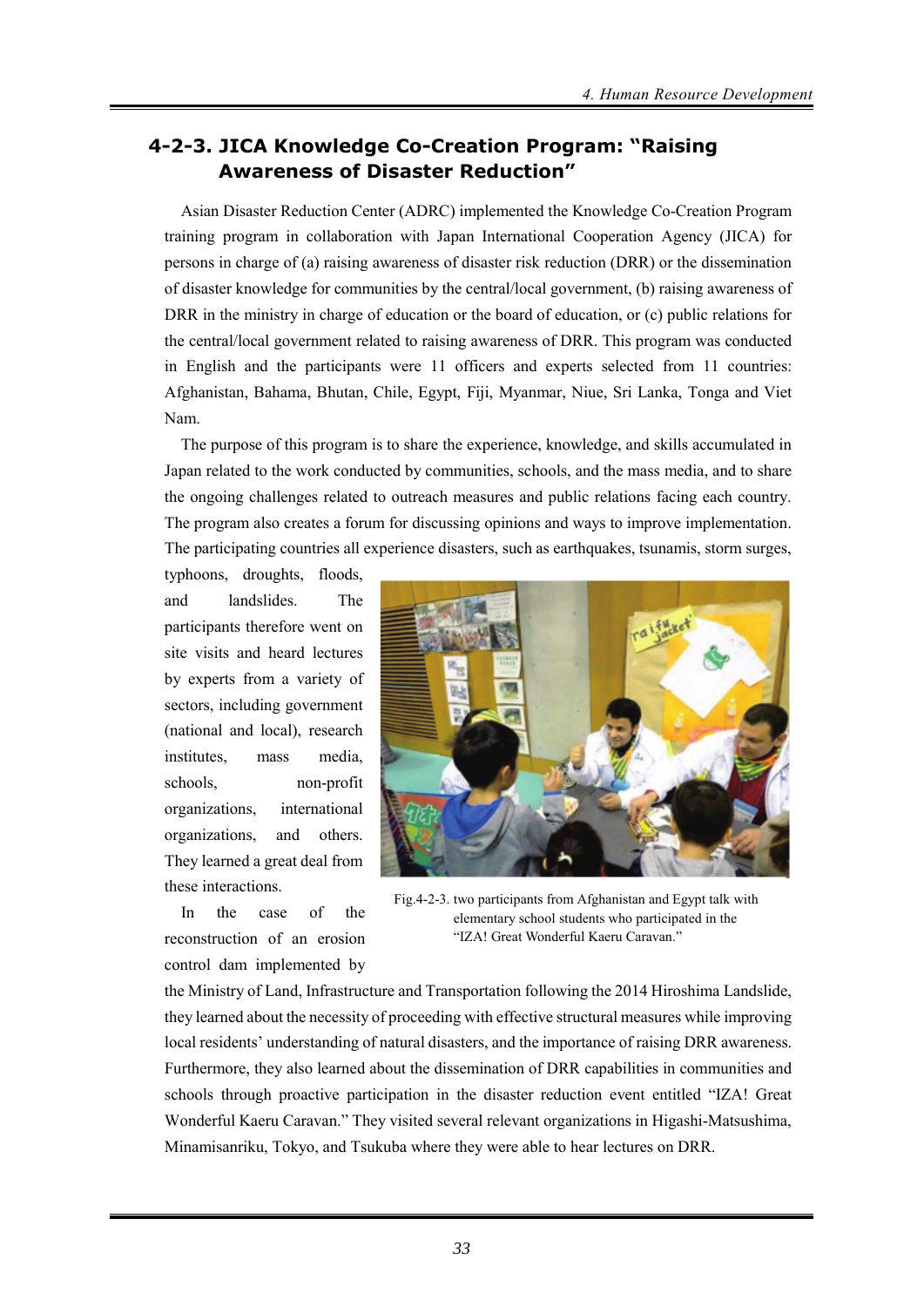## 4-2-3. JICA Knowledge Co-Creation Program: "Raising Awareness of Disaster Reduction"

Asian Disaster Reduction Center (ADRC) implemented the Knowledge Co-Creation Program training program in collaboration with Japan International Cooperation Agency (JICA) for persons in charge of (a) raising awareness of disaster risk reduction (DRR) or the dissemination of disaster knowledge for communities by the central/local government, (b) raising awareness of DRR in the ministry in charge of education or the board of education, or (c) public relations for the central/local government related to raising awareness of DRR. This program was conducted in English and the participants were 11 officers and experts selected from 11 countries: Afghanistan, Bahama, Bhutan, Chile, Egypt, Fiji, Myanmar, Niue, Sri Lanka, Tonga and Viet Nam.

The purpose of this program is to share the experience, knowledge, and skills accumulated in Japan related to the work conducted by communities, schools, and the mass media, and to share the ongoing challenges related to outreach measures and public relations facing each country. The program also creates a forum for discussing opinions and ways to improve implementation. The participating countries all experience disasters, such as earthquakes, tsunamis, storm surges, typhoons, droughts, floods, and landslides. The participants therefore went on site visits and heard lectures by experts from a variety of sectors, including government (national and local), research institutes, mass media, schools, non-profit organizations, international organizations, and others. They learned a great deal from these interactions.

Fig.4-2-3. two participants from Afghanistan and Egypt talk with elementary school students who participated in the "IZA! Great Wonderful Kaeru Caravan."

In the case of the reconstruction of an erosion control dam implemented by the Ministry of Land, Infrastructure and Transportation following the 2014 Hiroshima Landslide, they learned about the necessity of proceeding with effective structural measures while improving local residents' understanding of natural disasters, and the importance of raising DRR awareness. Furthermore, they also learned about the dissemination of DRR capabilities in communities and schools through proactive participation in the disaster reduction event entitled "IZA! Great Wonderful Kaeru Caravan." They visited several relevant organizations in Higashi-Matsushima, Minamisanriku, Tokyo, and Tsukuba where they were able to hear lectures on DRR.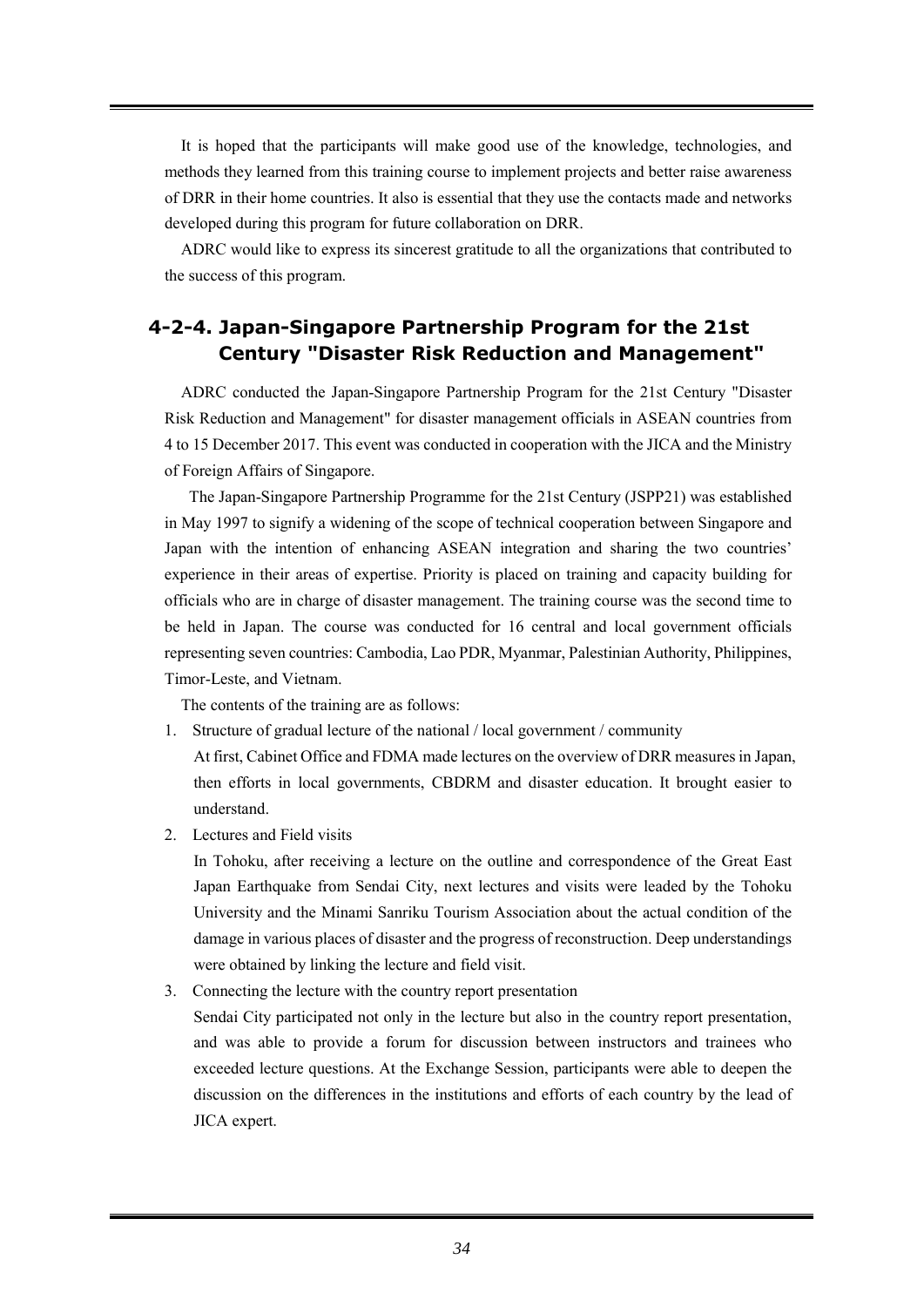It is hoped that the participants will make good use of the knowledge, technologies, and methods they learned from this training course to implement projects and better raise awareness of DRR in their home countries. It also is essential that they use the contacts made and networks developed during this program for future collaboration on DRR.

ADRC would like to express its sincerest gratitude to all the organizations that contributed to the success of this program.

### 4-2-4. Japan-Singapore Partnership Program for the 21st Century "Disaster Risk Reduction and Management"

ADRC conducted the Japan-Singapore Partnership Program for the 21st Century "Disaster Risk Reduction and Management" for disaster management officials in ASEAN countries from 4 to 15 December 2017. This event was conducted in cooperation with the JICA and the Ministry of Foreign Affairs of Singapore.

The Japan-Singapore Partnership Programme for the 21st Century (JSPP21) was established in May 1997 to signify a widening of the scope of technical cooperation between Singapore and Japan with the intention of enhancing ASEAN integration and sharing the two countries' experience in their areas of expertise. Priority is placed on training and capacity building for officials who are in charge of disaster management. The training course was the second time to be held in Japan. The course was conducted for 16 central and local government officials representing seven countries: Cambodia, Lao PDR, Myanmar, Palestinian Authority, Philippines, Timor-Leste, and Vietnam.

The contents of the training are as follows:

1. Structure of gradual lecture of the national / local government / community
   
   At first, Cabinet Office and FDMA made lectures on the overview of DRR measures in Japan, then efforts in local governments, CBDRM and disaster education. It brought easier to understand.

2. Lectures and Field visits
   
   In Tohoku, after receiving a lecture on the outline and correspondence of the Great East Japan Earthquake from Sendai City, next lectures and visits were leaded by the Tohoku University and the Minami Sanriku Tourism Association about the actual condition of the damage in various places of disaster and the progress of reconstruction. Deep understandings were obtained by linking the lecture and field visit.

3. Connecting the lecture with the country report presentation
   
   Sendai City participated not only in the lecture but also in the country report presentation, and was able to provide a forum for discussion between instructors and trainees who exceeded lecture questions. At the Exchange Session, participants were able to deepen the discussion on the differences in the institutions and efforts of each country by the lead of JICA expert.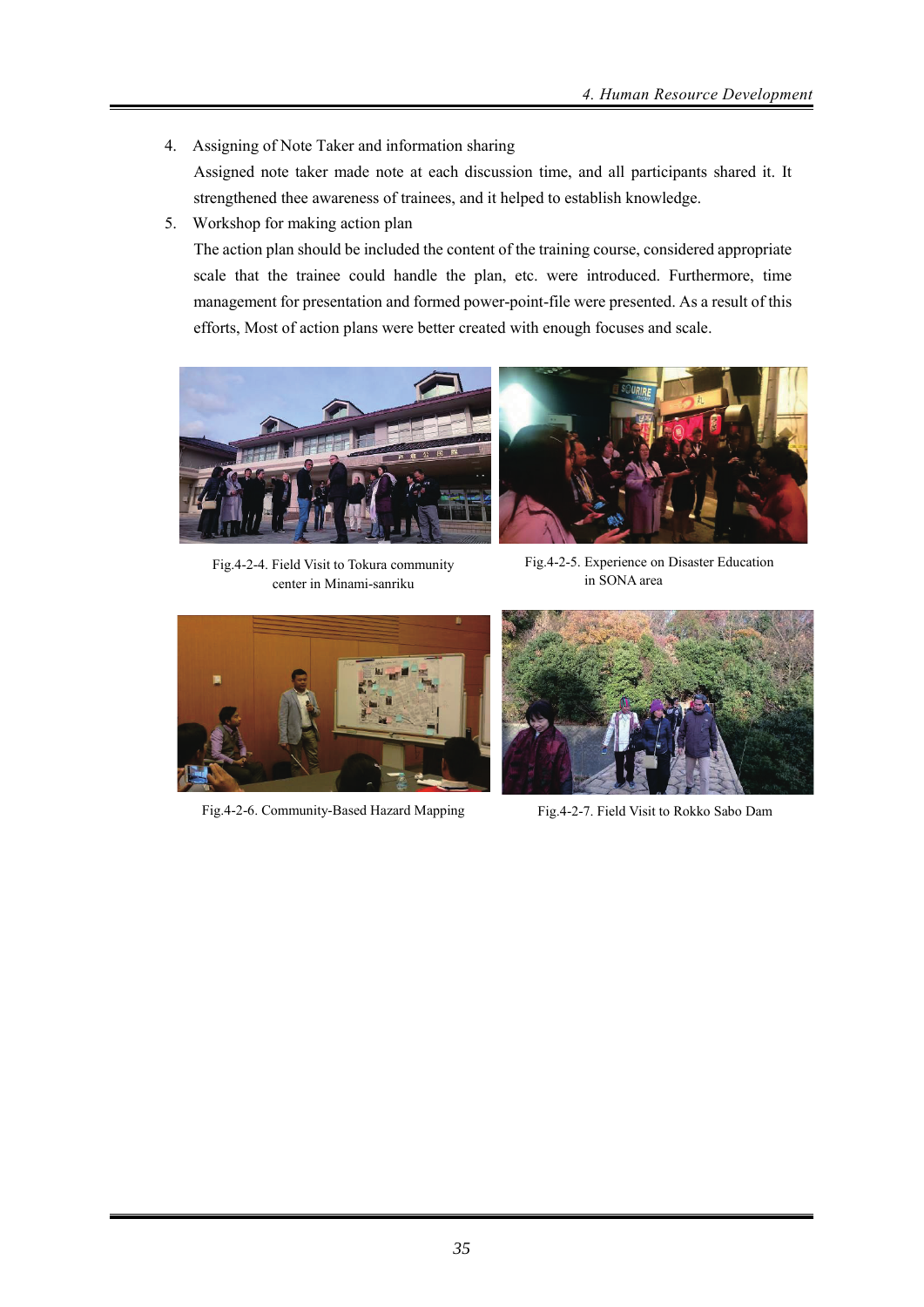4. Assigning of Note Taker and information sharing

   Assigned note taker made note at each discussion time, and all participants shared it. It strengthened thee awareness of trainees, and it helped to establish knowledge.

5. Workshop for making action plan

   The action plan should be included the content of the training course, considered appropriate scale that the trainee could handle the plan, etc. were introduced. Furthermore, time management for presentation and formed power-point-file were presented. As a result of this efforts, Most of action plans were better created with enough focuses and scale.

Fig.4-2-4. Field Visit to Tokura community center in Minami-sanriku

Fig.4-2-5. Experience on Disaster Education in SONA area

Fig.4-2-6. Community-Based Hazard Mapping

Fig.4-2-7. Field Visit to Rokko Sabo Dam